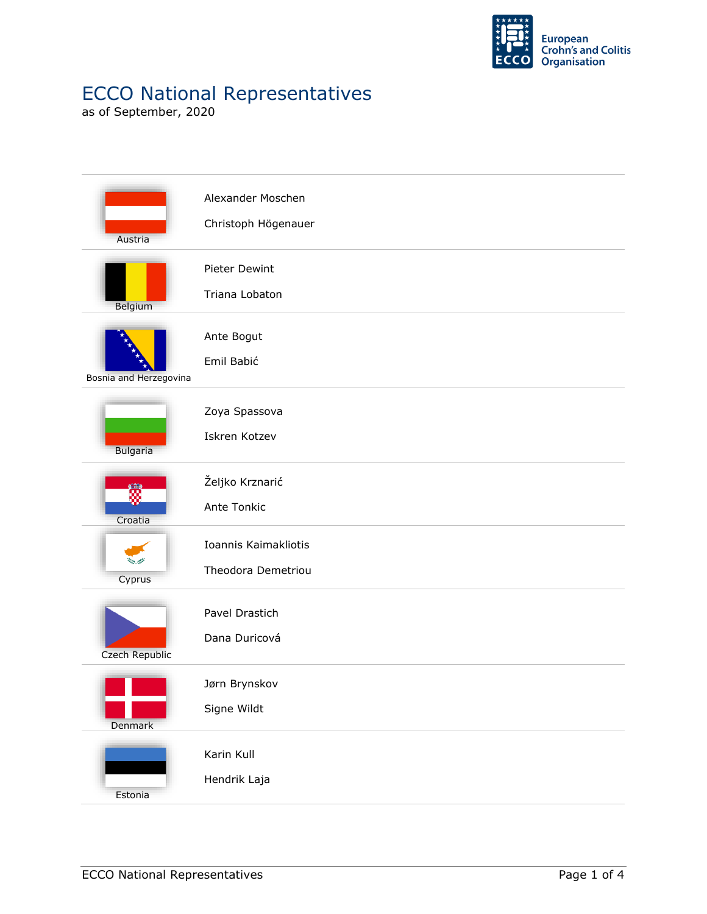# ECCO National Representatives

as of September, 2020

| Country | Representatives |
|---|---|
| Austria | Alexander Moschen<br>Christoph Högenauer |
| Belgium | Pieter Dewint<br>Triana Lobaton |
| Bosnia and Herzegovina | Ante Bogut<br>Emil Babić |
| Bulgaria | Zoya Spassova<br>Iskren Kotzev |
| Croatia | Željko Krznarić<br>Ante Tonkic |
| Cyprus | Ioannis Kaimakliotis<br>Theodora Demetriou |
| Czech Republic | Pavel Drastich<br>Dana Duricová |
| Denmark | Jørn Brynskov<br>Signe Wildt |
| Estonia | Karin Kull<br>Hendrik Laja |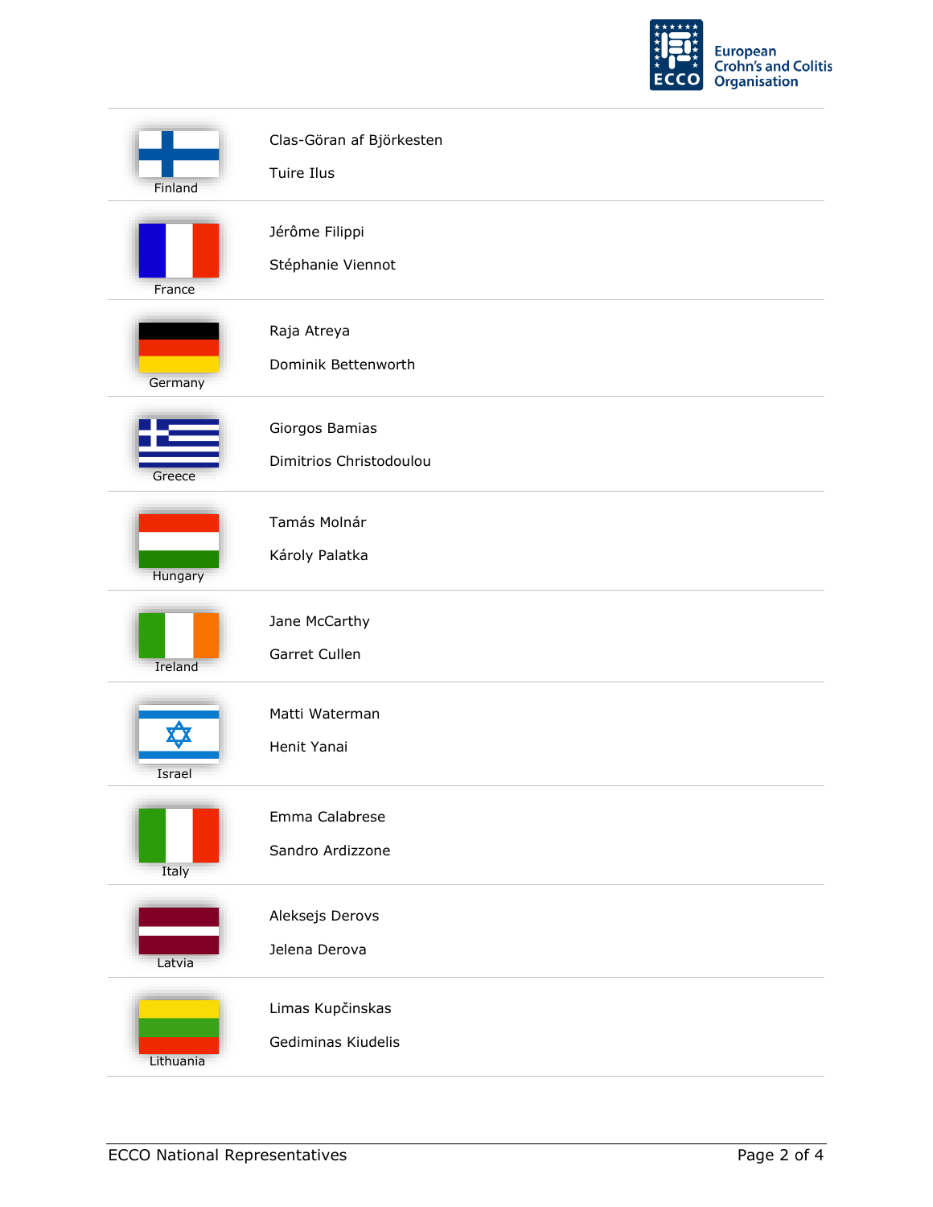| Country | Representatives |
| --- | --- |
| Finland | Clas-Göran af Björkesten<br>Tuire Ilus |
| France | Jérôme Filippi<br>Stéphanie Viennot |
| Germany | Raja Atreya<br>Dominik Bettenworth |
| Greece | Giorgos Bamias<br>Dimitrios Christodoulou |
| Hungary | Tamás Molnár<br>Károly Palatka |
| Ireland | Jane McCarthy<br>Garret Cullen |
| Israel | Matti Waterman<br>Henit Yanai |
| Italy | Emma Calabrese<br>Sandro Ardizzone |
| Latvia | Aleksejs Derovs<br>Jelena Derova |
| Lithuania | Limas Kupčinskas<br>Gediminas Kiudelis |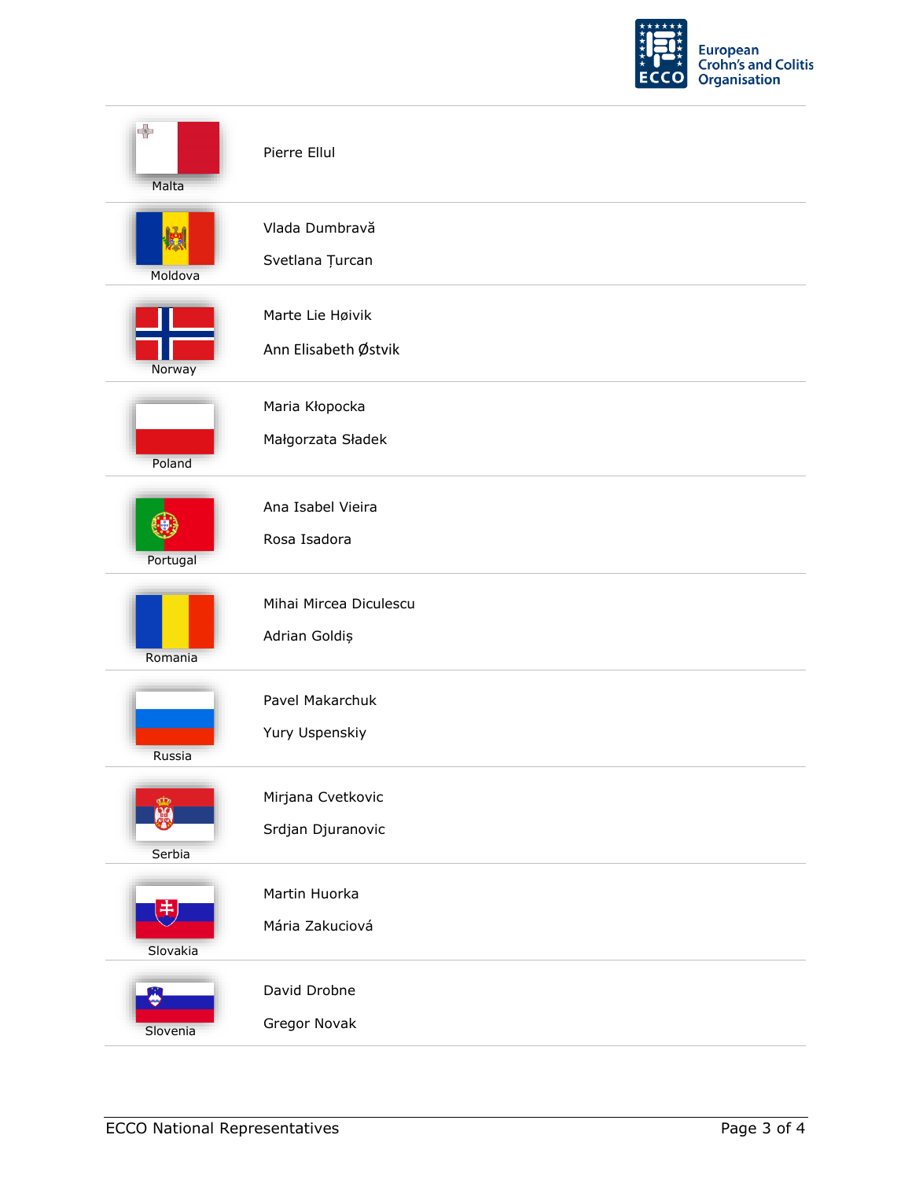| Country | Representatives |
| --- | --- |
| Malta | Pierre Ellul |
| Moldova | Vlada Dumbravă<br>Svetlana Țurcan |
| Norway | Marte Lie Høivik<br>Ann Elisabeth Østvik |
| Poland | Maria Kłopocka<br>Małgorzata Sładek |
| Portugal | Ana Isabel Vieira<br>Rosa Isadora |
| Romania | Mihai Mircea Diculescu<br>Adrian Goldiș |
| Russia | Pavel Makarchuk<br>Yury Uspenskiy |
| Serbia | Mirjana Cvetkovic<br>Srdjan Djuranovic |
| Slovakia | Martin Huorka<br>Mária Zakuciová |
| Slovenia | David Drobne<br>Gregor Novak |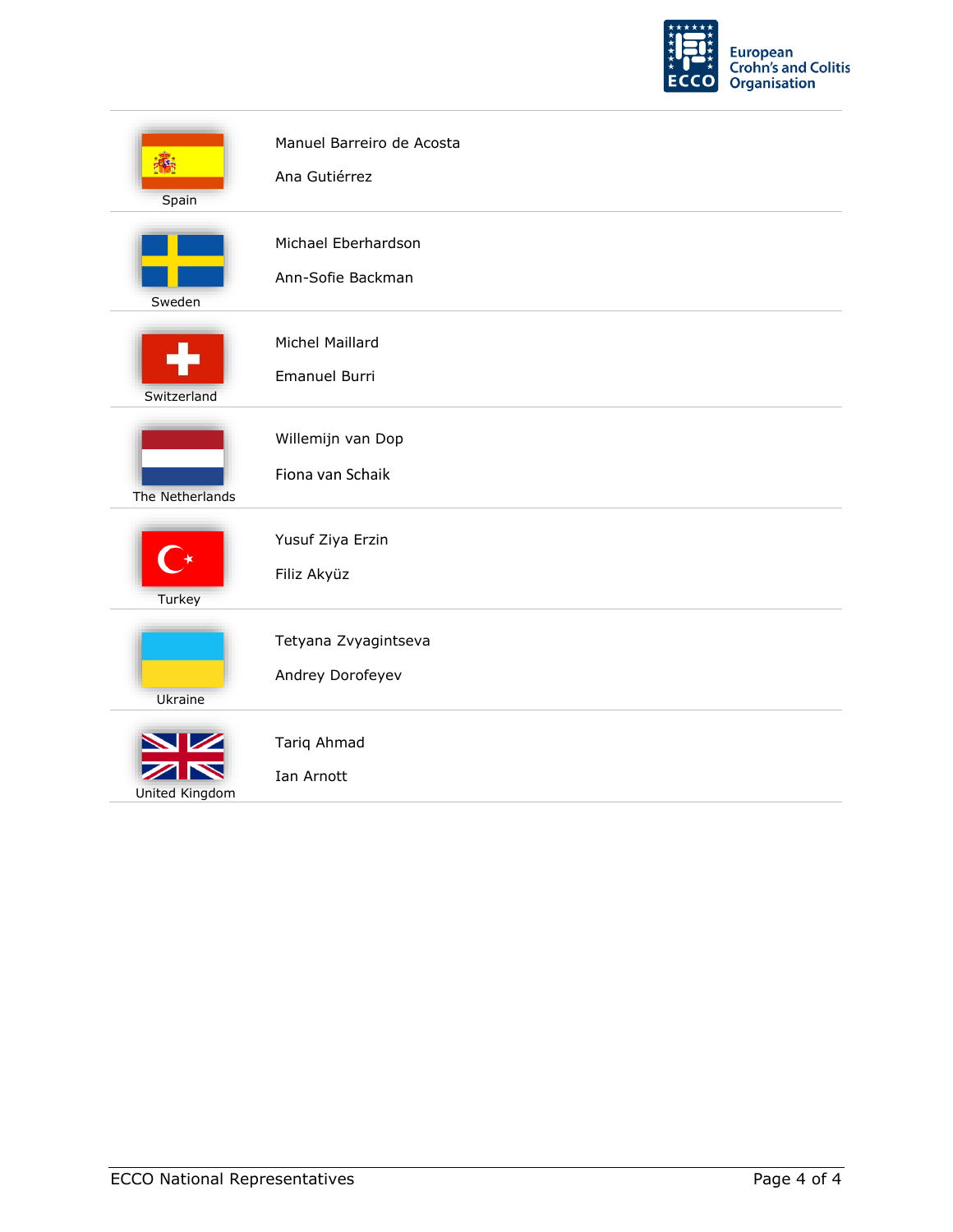| | |
|---|---|
| Spain | Manuel Barreiro de Acosta<br>Ana Gutiérrez |
| Sweden | Michael Eberhardson<br>Ann-Sofie Backman |
| Switzerland | Michel Maillard<br>Emanuel Burri |
| The Netherlands | Willemijn van Dop<br>Fiona van Schaik |
| Turkey | Yusuf Ziya Erzin<br>Filiz Akyüz |
| Ukraine | Tetyana Zvyagintseva<br>Andrey Dorofeyev |
| United Kingdom | Tariq Ahmad<br>Ian Arnott |